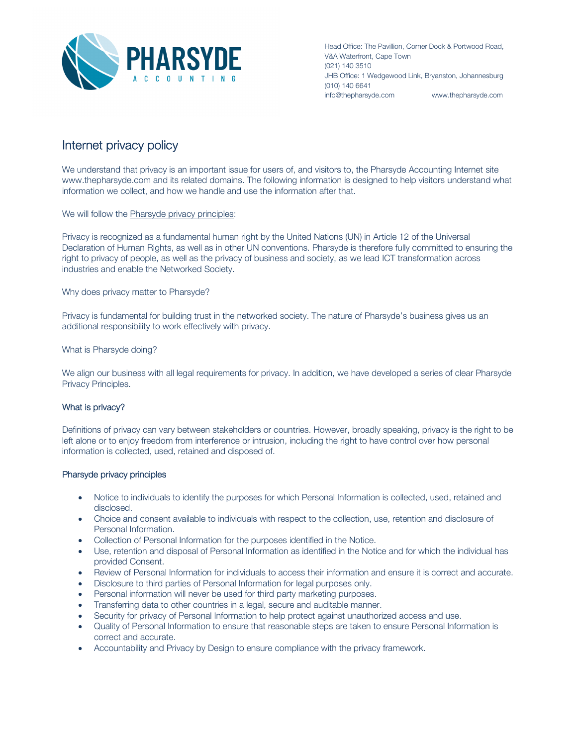PHARSYDE ACCOUNTING

Head Office: The Pavillion, Corner Dock & Portwood Road, V&A Waterfront, Cape Town
(021) 140 3510
JHB Office: 1 Wedgewood Link, Bryanston, Johannesburg
(010) 140 6641
info@thepharsyde.com www.thepharsyde.com

# Internet privacy policy

We understand that privacy is an important issue for users of, and visitors to, the Pharsyde Accounting Internet site www.thepharsyde.com and its related domains. The following information is designed to help visitors understand what information we collect, and how we handle and use the information after that.

We will follow the Pharsyde privacy principles:

Privacy is recognized as a fundamental human right by the United Nations (UN) in Article 12 of the Universal Declaration of Human Rights, as well as in other UN conventions. Pharsyde is therefore fully committed to ensuring the right to privacy of people, as well as the privacy of business and society, as we lead ICT transformation across industries and enable the Networked Society.

Why does privacy matter to Pharsyde?

Privacy is fundamental for building trust in the networked society. The nature of Pharsyde's business gives us an additional responsibility to work effectively with privacy.

What is Pharsyde doing?

We align our business with all legal requirements for privacy. In addition, we have developed a series of clear Pharsyde Privacy Principles.

## What is privacy?

Definitions of privacy can vary between stakeholders or countries. However, broadly speaking, privacy is the right to be left alone or to enjoy freedom from interference or intrusion, including the right to have control over how personal information is collected, used, retained and disposed of.

## Pharsyde privacy principles

- Notice to individuals to identify the purposes for which Personal Information is collected, used, retained and disclosed.
- Choice and consent available to individuals with respect to the collection, use, retention and disclosure of Personal Information.
- Collection of Personal Information for the purposes identified in the Notice.
- Use, retention and disposal of Personal Information as identified in the Notice and for which the individual has provided Consent.
- Review of Personal Information for individuals to access their information and ensure it is correct and accurate.
- Disclosure to third parties of Personal Information for legal purposes only.
- Personal information will never be used for third party marketing purposes.
- Transferring data to other countries in a legal, secure and auditable manner.
- Security for privacy of Personal Information to help protect against unauthorized access and use.
- Quality of Personal Information to ensure that reasonable steps are taken to ensure Personal Information is correct and accurate.
- Accountability and Privacy by Design to ensure compliance with the privacy framework.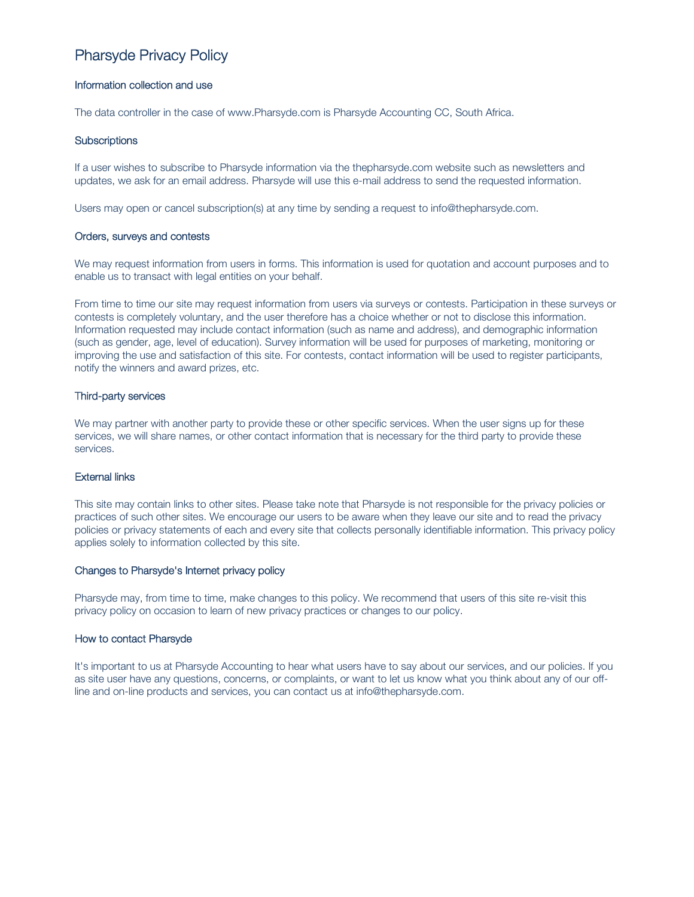# Pharsyde Privacy Policy

## Information collection and use

The data controller in the case of www.Pharsyde.com is Pharsyde Accounting CC, South Africa.

## Subscriptions

If a user wishes to subscribe to Pharsyde information via the thepharsyde.com website such as newsletters and updates, we ask for an email address. Pharsyde will use this e-mail address to send the requested information.

Users may open or cancel subscription(s) at any time by sending a request to info@thepharsyde.com.

## Orders, surveys and contests

We may request information from users in forms. This information is used for quotation and account purposes and to enable us to transact with legal entities on your behalf.

From time to time our site may request information from users via surveys or contests. Participation in these surveys or contests is completely voluntary, and the user therefore has a choice whether or not to disclose this information. Information requested may include contact information (such as name and address), and demographic information (such as gender, age, level of education). Survey information will be used for purposes of marketing, monitoring or improving the use and satisfaction of this site. For contests, contact information will be used to register participants, notify the winners and award prizes, etc.

## Third-party services

We may partner with another party to provide these or other specific services. When the user signs up for these services, we will share names, or other contact information that is necessary for the third party to provide these services.

## External links

This site may contain links to other sites. Please take note that Pharsyde is not responsible for the privacy policies or practices of such other sites. We encourage our users to be aware when they leave our site and to read the privacy policies or privacy statements of each and every site that collects personally identifiable information. This privacy policy applies solely to information collected by this site.

## Changes to Pharsyde's Internet privacy policy

Pharsyde may, from time to time, make changes to this policy. We recommend that users of this site re-visit this privacy policy on occasion to learn of new privacy practices or changes to our policy.

## How to contact Pharsyde

It's important to us at Pharsyde Accounting to hear what users have to say about our services, and our policies. If you as site user have any questions, concerns, or complaints, or want to let us know what you think about any of our off-line and on-line products and services, you can contact us at info@thepharsyde.com.